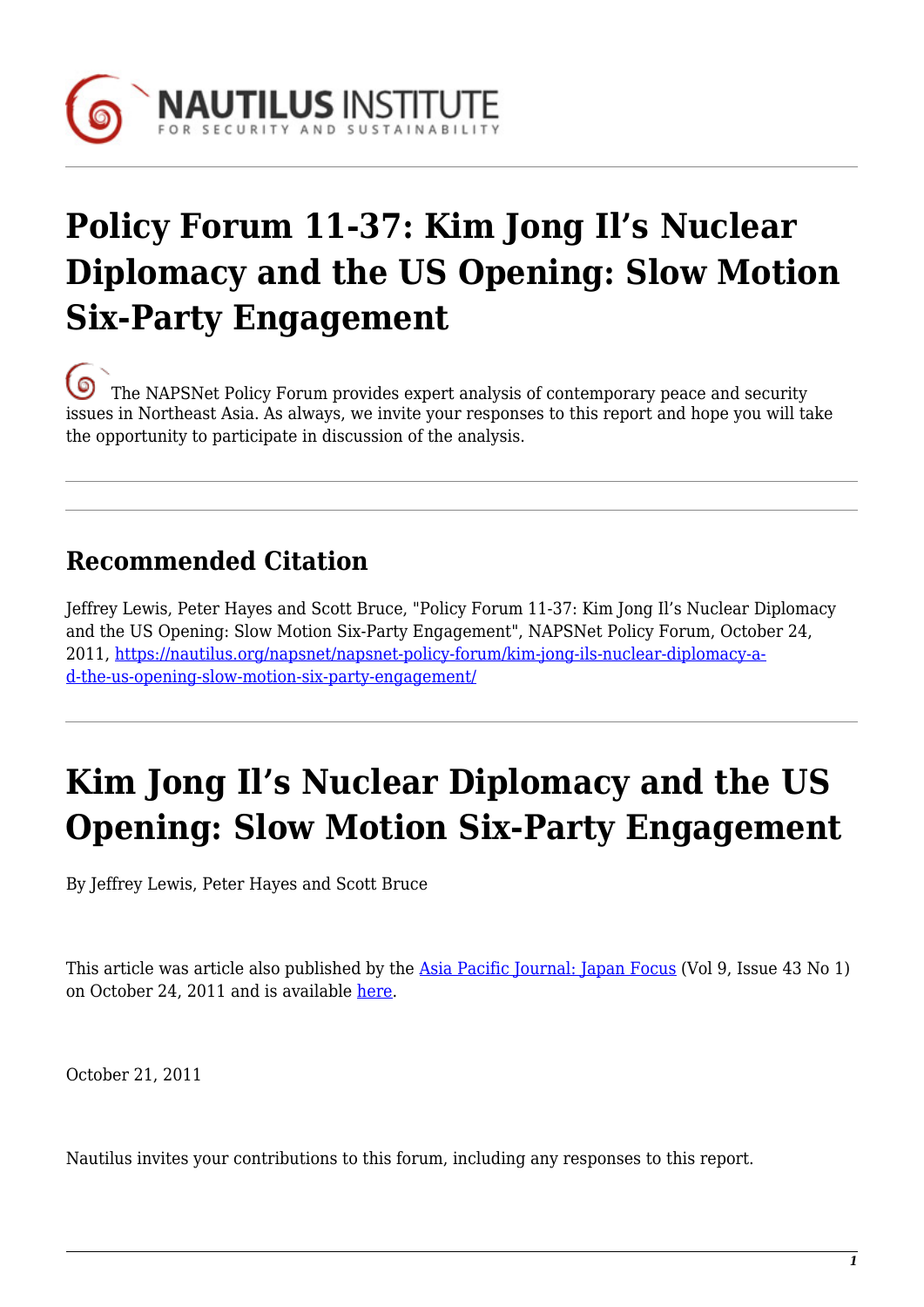# Policy Forum 11-37: Kim Jong Il's Nuclear Diplomacy and the US Opening: Slow Motion Six-Party Engagement

The NAPSNet Policy Forum provides expert analysis of contemporary peace and security issues in Northeast Asia. As always, we invite your responses to this report and hope you will take the opportunity to participate in discussion of the analysis.

## Recommended Citation

Jeffrey Lewis, Peter Hayes and Scott Bruce, "Policy Forum 11-37: Kim Jong Il's Nuclear Diplomacy and the US Opening: Slow Motion Six-Party Engagement", NAPSNet Policy Forum, October 24, 2011, [https://nautilus.org/napsnet/napsnet-policy-forum/kim-jong-ils-nuclear-diplomacy-and-the-us-opening-slow-motion-six-party-engagement/](https://nautilus.org/napsnet/napsnet-policy-forum/kim-jong-ils-nuclear-diplomacy-and-the-us-opening-slow-motion-six-party-engagement/)

# Kim Jong Il's Nuclear Diplomacy and the US Opening: Slow Motion Six-Party Engagement

By Jeffrey Lewis, Peter Hayes and Scott Bruce

This article was article also published by the Asia Pacific Journal: Japan Focus (Vol 9, Issue 43 No 1) on October 24, 2011 and is available here.

October 21, 2011

Nautilus invites your contributions to this forum, including any responses to this report.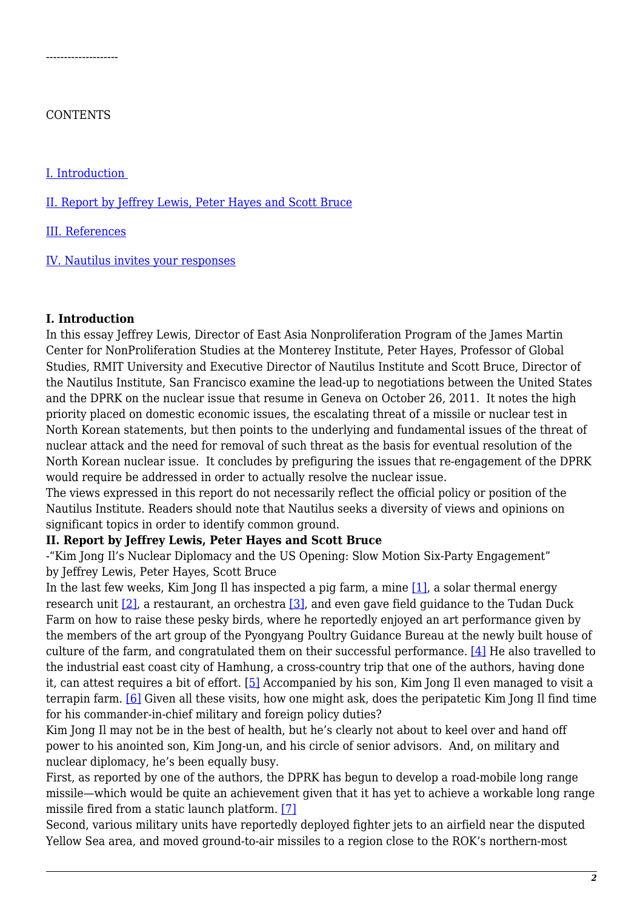--------------------

CONTENTS

[I. Introduction ](#)

[II. Report by Jeffrey Lewis, Peter Hayes and Scott Bruce](#)

[III. References](#)

[IV. Nautilus invites your responses](#)

**I. Introduction**

In this essay Jeffrey Lewis, Director of East Asia Nonproliferation Program of the James Martin Center for NonProliferation Studies at the Monterey Institute, Peter Hayes, Professor of Global Studies, RMIT University and Executive Director of Nautilus Institute and Scott Bruce, Director of the Nautilus Institute, San Francisco examine the lead-up to negotiations between the United States and the DPRK on the nuclear issue that resume in Geneva on October 26, 2011. It notes the high priority placed on domestic economic issues, the escalating threat of a missile or nuclear test in North Korean statements, but then points to the underlying and fundamental issues of the threat of nuclear attack and the need for removal of such threat as the basis for eventual resolution of the North Korean nuclear issue. It concludes by prefiguring the issues that re-engagement of the DPRK would require be addressed in order to actually resolve the nuclear issue.

The views expressed in this report do not necessarily reflect the official policy or position of the Nautilus Institute. Readers should note that Nautilus seeks a diversity of views and opinions on significant topics in order to identify common ground.

**II. Report by Jeffrey Lewis, Peter Hayes and Scott Bruce**

-"Kim Jong Il's Nuclear Diplomacy and the US Opening: Slow Motion Six-Party Engagement" by Jeffrey Lewis, Peter Hayes, Scott Bruce

In the last few weeks, Kim Jong Il has inspected a pig farm, a mine [1], a solar thermal energy research unit [2], a restaurant, an orchestra [3], and even gave field guidance to the Tudan Duck Farm on how to raise these pesky birds, where he reportedly enjoyed an art performance given by the members of the art group of the Pyongyang Poultry Guidance Bureau at the newly built house of culture of the farm, and congratulated them on their successful performance. [4] He also travelled to the industrial east coast city of Hamhung, a cross-country trip that one of the authors, having done it, can attest requires a bit of effort. [5] Accompanied by his son, Kim Jong Il even managed to visit a terrapin farm. [6] Given all these visits, how one might ask, does the peripatetic Kim Jong Il find time for his commander-in-chief military and foreign policy duties?

Kim Jong Il may not be in the best of health, but he's clearly not about to keel over and hand off power to his anointed son, Kim Jong-un, and his circle of senior advisors. And, on military and nuclear diplomacy, he's been equally busy.

First, as reported by one of the authors, the DPRK has begun to develop a road-mobile long range missile—which would be quite an achievement given that it has yet to achieve a workable long range missile fired from a static launch platform. [7]

Second, various military units have reportedly deployed fighter jets to an airfield near the disputed Yellow Sea area, and moved ground-to-air missiles to a region close to the ROK's northern-most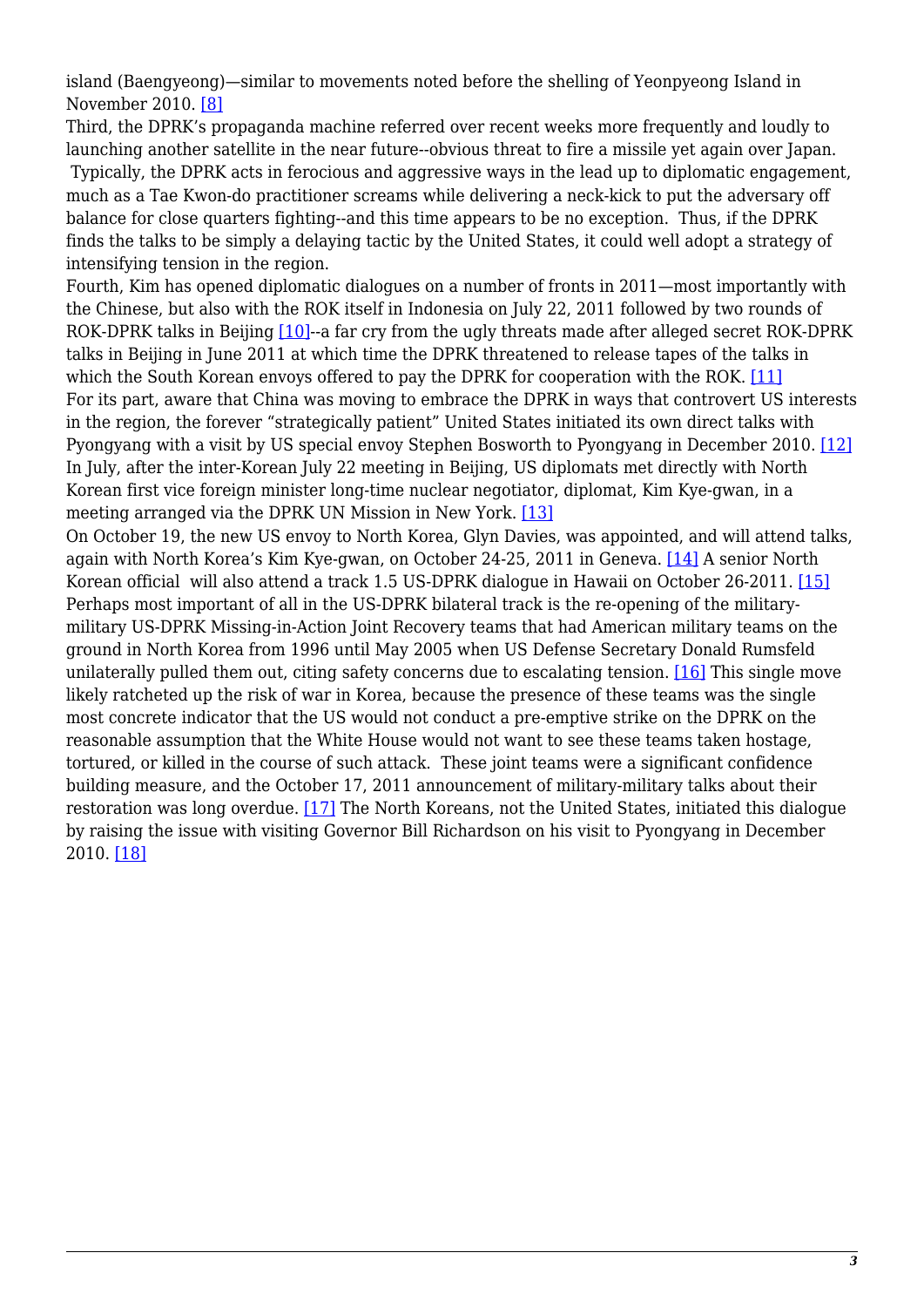island (Baengyeong)—similar to movements noted before the shelling of Yeonpyeong Island in November 2010. [8]

Third, the DPRK's propaganda machine referred over recent weeks more frequently and loudly to launching another satellite in the near future--obvious threat to fire a missile yet again over Japan. Typically, the DPRK acts in ferocious and aggressive ways in the lead up to diplomatic engagement, much as a Tae Kwon-do practitioner screams while delivering a neck-kick to put the adversary off balance for close quarters fighting--and this time appears to be no exception. Thus, if the DPRK finds the talks to be simply a delaying tactic by the United States, it could well adopt a strategy of intensifying tension in the region.

Fourth, Kim has opened diplomatic dialogues on a number of fronts in 2011—most importantly with the Chinese, but also with the ROK itself in Indonesia on July 22, 2011 followed by two rounds of ROK-DPRK talks in Beijing [10]--a far cry from the ugly threats made after alleged secret ROK-DPRK talks in Beijing in June 2011 at which time the DPRK threatened to release tapes of the talks in which the South Korean envoys offered to pay the DPRK for cooperation with the ROK. [11]

For its part, aware that China was moving to embrace the DPRK in ways that controvert US interests in the region, the forever "strategically patient" United States initiated its own direct talks with Pyongyang with a visit by US special envoy Stephen Bosworth to Pyongyang in December 2010. [12] In July, after the inter-Korean July 22 meeting in Beijing, US diplomats met directly with North Korean first vice foreign minister long-time nuclear negotiator, diplomat, Kim Kye-gwan, in a meeting arranged via the DPRK UN Mission in New York. [13]

On October 19, the new US envoy to North Korea, Glyn Davies, was appointed, and will attend talks, again with North Korea's Kim Kye-gwan, on October 24-25, 2011 in Geneva. [14] A senior North Korean official will also attend a track 1.5 US-DPRK dialogue in Hawaii on October 26-2011. [15]

Perhaps most important of all in the US-DPRK bilateral track is the re-opening of the military-military US-DPRK Missing-in-Action Joint Recovery teams that had American military teams on the ground in North Korea from 1996 until May 2005 when US Defense Secretary Donald Rumsfeld unilaterally pulled them out, citing safety concerns due to escalating tension. [16] This single move likely ratcheted up the risk of war in Korea, because the presence of these teams was the single most concrete indicator that the US would not conduct a pre-emptive strike on the DPRK on the reasonable assumption that the White House would not want to see these teams taken hostage, tortured, or killed in the course of such attack. These joint teams were a significant confidence building measure, and the October 17, 2011 announcement of military-military talks about their restoration was long overdue. [17] The North Koreans, not the United States, initiated this dialogue by raising the issue with visiting Governor Bill Richardson on his visit to Pyongyang in December 2010. [18]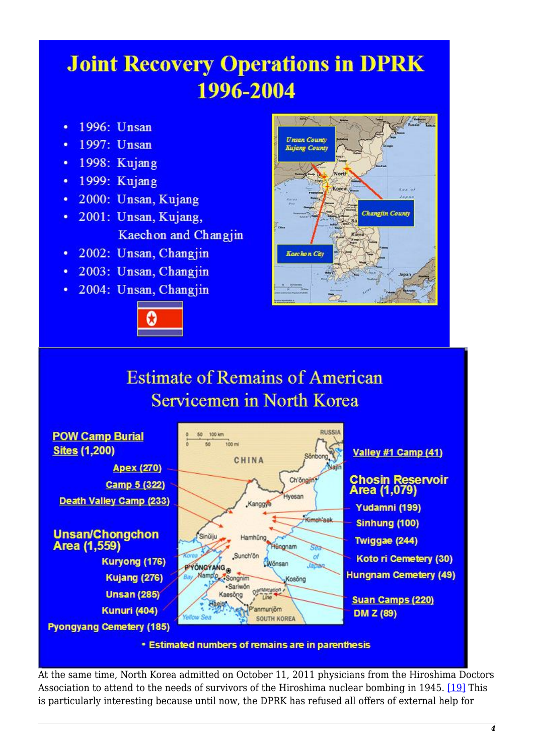# Joint Recovery Operations in DPRK 1996-2004

- 1996: Unsan
- 1997: Unsan
- 1998: Kujang
- 1999: Kujang
- 2000: Unsan, Kujang
- 2001: Unsan, Kujang, Kaechon and Changjin
- 2002: Unsan, Changjin
- 2003: Unsan, Changjin
- 2004: Unsan, Changjin

# Estimate of Remains of American Servicemen in North Korea

**POW Camp Burial Sites (1,200)**

- Apex (270)
- Camp 5 (322)
- Death Valley Camp (233)
- Valley #1 Camp (41)
- Suan Camps (220)

**Chosin Reservoir Area (1,079)**

- Yudamni (199)
- Sinhung (100)
- Twiggae (244)
- Koto ri Cemetery (30)
- Hungnam Cemetery (49)

**Unsan/Chongchon Area (1,559)**

- Kuryong (176)
- Kujang (276)
- Unsan (285)
- Kunuri (404)

Pyongyang Cemetery (185)

DM Z (89)

- Estimated numbers of remains are in parenthesis

At the same time, North Korea admitted on October 11, 2011 physicians from the Hiroshima Doctors Association to attend to the needs of survivors of the Hiroshima nuclear bombing in 1945. [19] This is particularly interesting because until now, the DPRK has refused all offers of external help for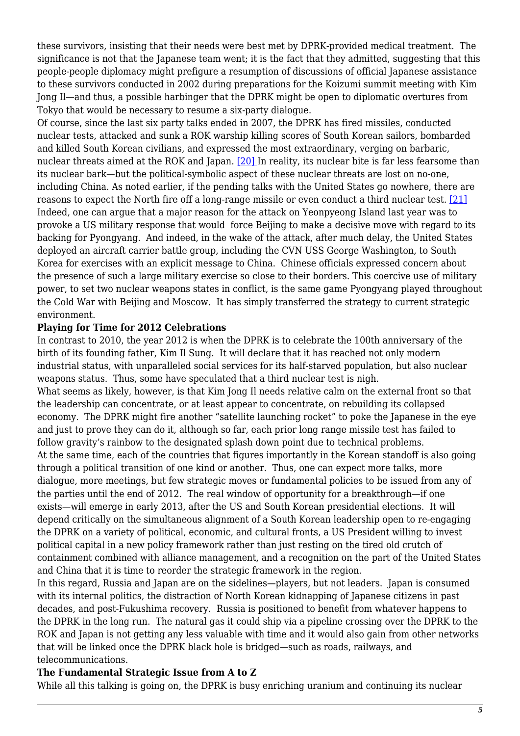these survivors, insisting that their needs were best met by DPRK-provided medical treatment. The significance is not that the Japanese team went; it is the fact that they admitted, suggesting that this people-people diplomacy might prefigure a resumption of discussions of official Japanese assistance to these survivors conducted in 2002 during preparations for the Koizumi summit meeting with Kim Jong Il—and thus, a possible harbinger that the DPRK might be open to diplomatic overtures from Tokyo that would be necessary to resume a six-party dialogue.

Of course, since the last six party talks ended in 2007, the DPRK has fired missiles, conducted nuclear tests, attacked and sunk a ROK warship killing scores of South Korean sailors, bombarded and killed South Korean civilians, and expressed the most extraordinary, verging on barbaric, nuclear threats aimed at the ROK and Japan. [20] In reality, its nuclear bite is far less fearsome than its nuclear bark—but the political-symbolic aspect of these nuclear threats are lost on no-one, including China. As noted earlier, if the pending talks with the United States go nowhere, there are reasons to expect the North fire off a long-range missile or even conduct a third nuclear test. [21] Indeed, one can argue that a major reason for the attack on Yeonpyeong Island last year was to provoke a US military response that would force Beijing to make a decisive move with regard to its backing for Pyongyang. And indeed, in the wake of the attack, after much delay, the United States deployed an aircraft carrier battle group, including the CVN USS George Washington, to South Korea for exercises with an explicit message to China. Chinese officials expressed concern about the presence of such a large military exercise so close to their borders. This coercive use of military power, to set two nuclear weapons states in conflict, is the same game Pyongyang played throughout the Cold War with Beijing and Moscow. It has simply transferred the strategy to current strategic environment.

**Playing for Time for 2012 Celebrations**

In contrast to 2010, the year 2012 is when the DPRK is to celebrate the 100th anniversary of the birth of its founding father, Kim Il Sung. It will declare that it has reached not only modern industrial status, with unparalleled social services for its half-starved population, but also nuclear weapons status. Thus, some have speculated that a third nuclear test is nigh.

What seems as likely, however, is that Kim Jong Il needs relative calm on the external front so that the leadership can concentrate, or at least appear to concentrate, on rebuilding its collapsed economy. The DPRK might fire another "satellite launching rocket" to poke the Japanese in the eye and just to prove they can do it, although so far, each prior long range missile test has failed to follow gravity's rainbow to the designated splash down point due to technical problems.

At the same time, each of the countries that figures importantly in the Korean standoff is also going through a political transition of one kind or another. Thus, one can expect more talks, more dialogue, more meetings, but few strategic moves or fundamental policies to be issued from any of the parties until the end of 2012. The real window of opportunity for a breakthrough—if one exists—will emerge in early 2013, after the US and South Korean presidential elections. It will depend critically on the simultaneous alignment of a South Korean leadership open to re-engaging the DPRK on a variety of political, economic, and cultural fronts, a US President willing to invest political capital in a new policy framework rather than just resting on the tired old crutch of containment combined with alliance management, and a recognition on the part of the United States and China that it is time to reorder the strategic framework in the region.

In this regard, Russia and Japan are on the sidelines—players, but not leaders. Japan is consumed with its internal politics, the distraction of North Korean kidnapping of Japanese citizens in past decades, and post-Fukushima recovery. Russia is positioned to benefit from whatever happens to the DPRK in the long run. The natural gas it could ship via a pipeline crossing over the DPRK to the ROK and Japan is not getting any less valuable with time and it would also gain from other networks that will be linked once the DPRK black hole is bridged—such as roads, railways, and telecommunications.

**The Fundamental Strategic Issue from A to Z**

While all this talking is going on, the DPRK is busy enriching uranium and continuing its nuclear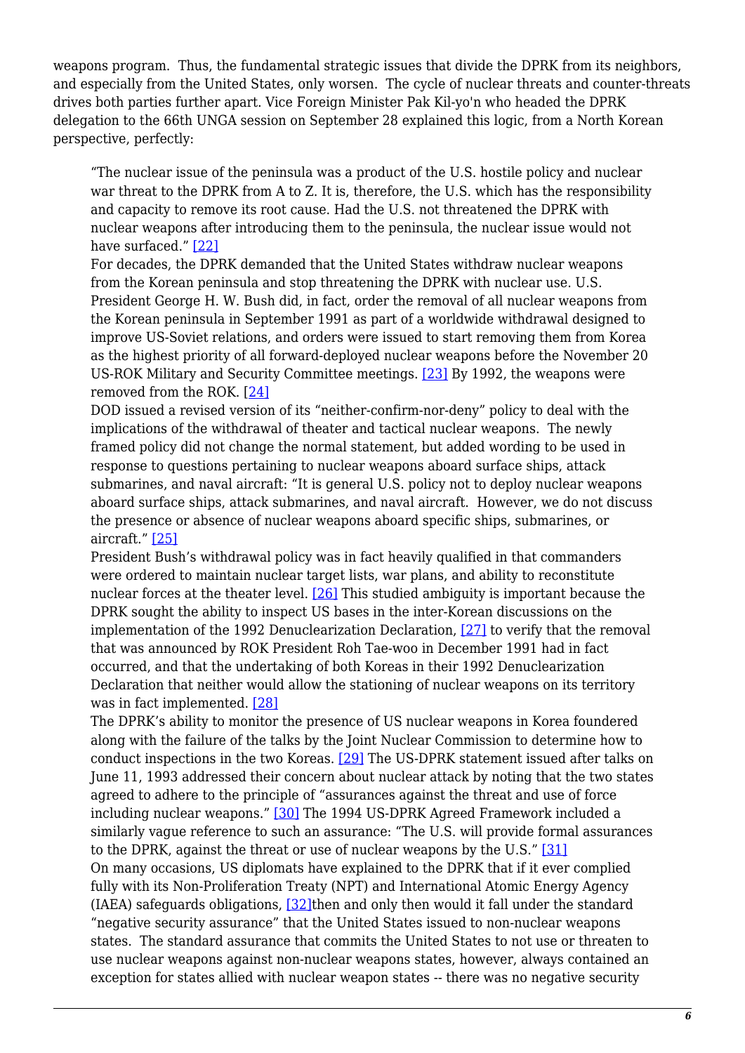weapons program. Thus, the fundamental strategic issues that divide the DPRK from its neighbors, and especially from the United States, only worsen. The cycle of nuclear threats and counter-threats drives both parties further apart. Vice Foreign Minister Pak Kil-yo'n who headed the DPRK delegation to the 66th UNGA session on September 28 explained this logic, from a North Korean perspective, perfectly:

> "The nuclear issue of the peninsula was a product of the U.S. hostile policy and nuclear war threat to the DPRK from A to Z. It is, therefore, the U.S. which has the responsibility and capacity to remove its root cause. Had the U.S. not threatened the DPRK with nuclear weapons after introducing them to the peninsula, the nuclear issue would not have surfaced." [22]

For decades, the DPRK demanded that the United States withdraw nuclear weapons from the Korean peninsula and stop threatening the DPRK with nuclear use. U.S. President George H. W. Bush did, in fact, order the removal of all nuclear weapons from the Korean peninsula in September 1991 as part of a worldwide withdrawal designed to improve US-Soviet relations, and orders were issued to start removing them from Korea as the highest priority of all forward-deployed nuclear weapons before the November 20 US-ROK Military and Security Committee meetings. [23] By 1992, the weapons were removed from the ROK. [24]

DOD issued a revised version of its "neither-confirm-nor-deny" policy to deal with the implications of the withdrawal of theater and tactical nuclear weapons. The newly framed policy did not change the normal statement, but added wording to be used in response to questions pertaining to nuclear weapons aboard surface ships, attack submarines, and naval aircraft: "It is general U.S. policy not to deploy nuclear weapons aboard surface ships, attack submarines, and naval aircraft. However, we do not discuss the presence or absence of nuclear weapons aboard specific ships, submarines, or aircraft." [25]

President Bush's withdrawal policy was in fact heavily qualified in that commanders were ordered to maintain nuclear target lists, war plans, and ability to reconstitute nuclear forces at the theater level. [26] This studied ambiguity is important because the DPRK sought the ability to inspect US bases in the inter-Korean discussions on the implementation of the 1992 Denuclearization Declaration, [27] to verify that the removal that was announced by ROK President Roh Tae-woo in December 1991 had in fact occurred, and that the undertaking of both Koreas in their 1992 Denuclearization Declaration that neither would allow the stationing of nuclear weapons on its territory was in fact implemented. [28]

The DPRK's ability to monitor the presence of US nuclear weapons in Korea foundered along with the failure of the talks by the Joint Nuclear Commission to determine how to conduct inspections in the two Koreas. [29] The US-DPRK statement issued after talks on June 11, 1993 addressed their concern about nuclear attack by noting that the two states agreed to adhere to the principle of "assurances against the threat and use of force including nuclear weapons." [30] The 1994 US-DPRK Agreed Framework included a similarly vague reference to such an assurance: "The U.S. will provide formal assurances to the DPRK, against the threat or use of nuclear weapons by the U.S." [31]

On many occasions, US diplomats have explained to the DPRK that if it ever complied fully with its Non-Proliferation Treaty (NPT) and International Atomic Energy Agency (IAEA) safeguards obligations, [32]then and only then would it fall under the standard "negative security assurance" that the United States issued to non-nuclear weapons states. The standard assurance that commits the United States to not use or threaten to use nuclear weapons against non-nuclear weapons states, however, always contained an exception for states allied with nuclear weapon states -- there was no negative security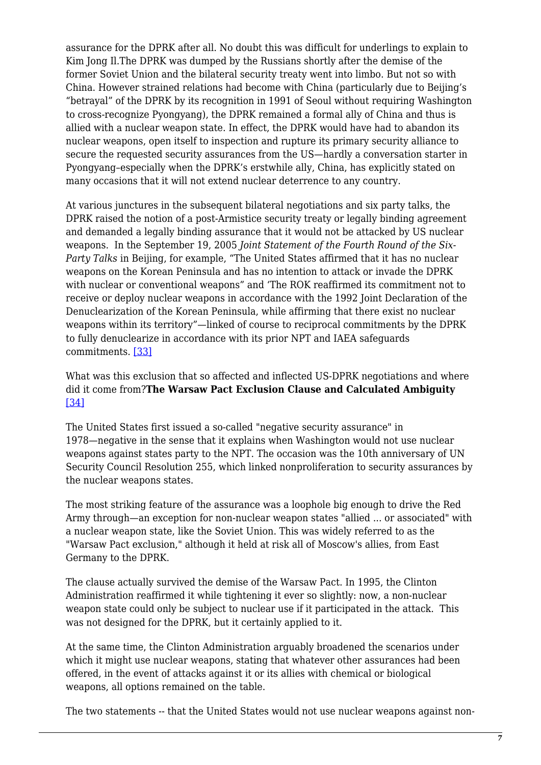assurance for the DPRK after all. No doubt this was difficult for underlings to explain to Kim Jong Il.The DPRK was dumped by the Russians shortly after the demise of the former Soviet Union and the bilateral security treaty went into limbo. But not so with China. However strained relations had become with China (particularly due to Beijing's "betrayal" of the DPRK by its recognition in 1991 of Seoul without requiring Washington to cross-recognize Pyongyang), the DPRK remained a formal ally of China and thus is allied with a nuclear weapon state. In effect, the DPRK would have had to abandon its nuclear weapons, open itself to inspection and rupture its primary security alliance to secure the requested security assurances from the US—hardly a conversation starter in Pyongyang–especially when the DPRK's erstwhile ally, China, has explicitly stated on many occasions that it will not extend nuclear deterrence to any country.

At various junctures in the subsequent bilateral negotiations and six party talks, the DPRK raised the notion of a post-Armistice security treaty or legally binding agreement and demanded a legally binding assurance that it would not be attacked by US nuclear weapons. In the September 19, 2005 *Joint Statement of the Fourth Round of the Six-Party Talks* in Beijing, for example, "The United States affirmed that it has no nuclear weapons on the Korean Peninsula and has no intention to attack or invade the DPRK with nuclear or conventional weapons" and 'The ROK reaffirmed its commitment not to receive or deploy nuclear weapons in accordance with the 1992 Joint Declaration of the Denuclearization of the Korean Peninsula, while affirming that there exist no nuclear weapons within its territory"—linked of course to reciprocal commitments by the DPRK to fully denuclearize in accordance with its prior NPT and IAEA safeguards commitments. [33]

What was this exclusion that so affected and inflected US-DPRK negotiations and where did it come from?

**The Warsaw Pact Exclusion Clause and Calculated Ambiguity** [34]

The United States first issued a so-called "negative security assurance" in 1978—negative in the sense that it explains when Washington would not use nuclear weapons against states party to the NPT. The occasion was the 10th anniversary of UN Security Council Resolution 255, which linked nonproliferation to security assurances by the nuclear weapons states.

The most striking feature of the assurance was a loophole big enough to drive the Red Army through—an exception for non-nuclear weapon states "allied ... or associated" with a nuclear weapon state, like the Soviet Union. This was widely referred to as the "Warsaw Pact exclusion," although it held at risk all of Moscow's allies, from East Germany to the DPRK.

The clause actually survived the demise of the Warsaw Pact. In 1995, the Clinton Administration reaffirmed it while tightening it ever so slightly: now, a non-nuclear weapon state could only be subject to nuclear use if it participated in the attack. This was not designed for the DPRK, but it certainly applied to it.

At the same time, the Clinton Administration arguably broadened the scenarios under which it might use nuclear weapons, stating that whatever other assurances had been offered, in the event of attacks against it or its allies with chemical or biological weapons, all options remained on the table.

The two statements -- that the United States would not use nuclear weapons against non-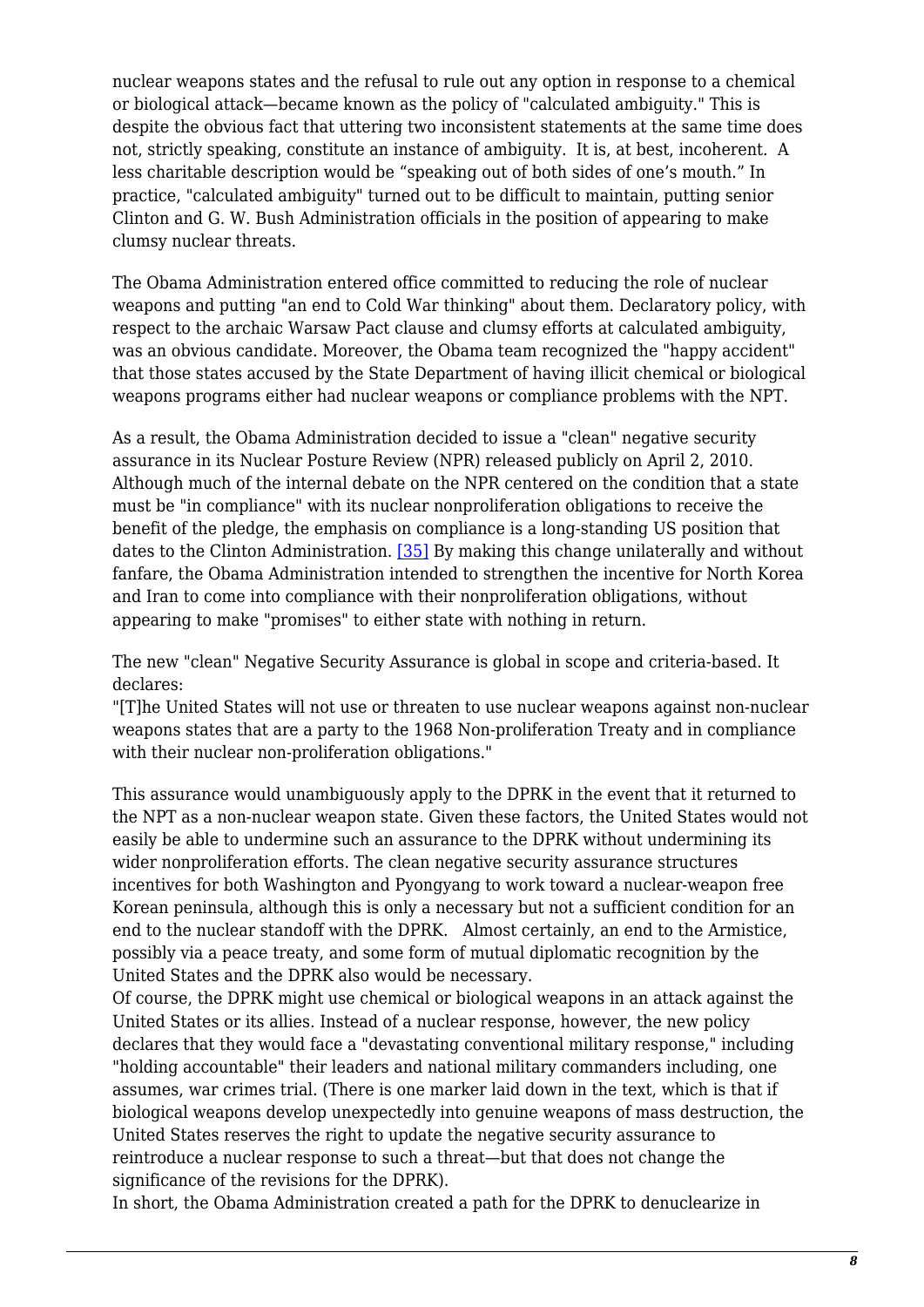nuclear weapons states and the refusal to rule out any option in response to a chemical or biological attack—became known as the policy of "calculated ambiguity." This is despite the obvious fact that uttering two inconsistent statements at the same time does not, strictly speaking, constitute an instance of ambiguity. It is, at best, incoherent. A less charitable description would be "speaking out of both sides of one's mouth." In practice, "calculated ambiguity" turned out to be difficult to maintain, putting senior Clinton and G. W. Bush Administration officials in the position of appearing to make clumsy nuclear threats.

The Obama Administration entered office committed to reducing the role of nuclear weapons and putting "an end to Cold War thinking" about them. Declaratory policy, with respect to the archaic Warsaw Pact clause and clumsy efforts at calculated ambiguity, was an obvious candidate. Moreover, the Obama team recognized the "happy accident" that those states accused by the State Department of having illicit chemical or biological weapons programs either had nuclear weapons or compliance problems with the NPT.

As a result, the Obama Administration decided to issue a "clean" negative security assurance in its Nuclear Posture Review (NPR) released publicly on April 2, 2010. Although much of the internal debate on the NPR centered on the condition that a state must be "in compliance" with its nuclear nonproliferation obligations to receive the benefit of the pledge, the emphasis on compliance is a long-standing US position that dates to the Clinton Administration. [35] By making this change unilaterally and without fanfare, the Obama Administration intended to strengthen the incentive for North Korea and Iran to come into compliance with their nonproliferation obligations, without appearing to make "promises" to either state with nothing in return.

The new "clean" Negative Security Assurance is global in scope and criteria-based. It declares:

"[T]he United States will not use or threaten to use nuclear weapons against non-nuclear weapons states that are a party to the 1968 Non-proliferation Treaty and in compliance with their nuclear non-proliferation obligations."

This assurance would unambiguously apply to the DPRK in the event that it returned to the NPT as a non-nuclear weapon state. Given these factors, the United States would not easily be able to undermine such an assurance to the DPRK without undermining its wider nonproliferation efforts. The clean negative security assurance structures incentives for both Washington and Pyongyang to work toward a nuclear-weapon free Korean peninsula, although this is only a necessary but not a sufficient condition for an end to the nuclear standoff with the DPRK. Almost certainly, an end to the Armistice, possibly via a peace treaty, and some form of mutual diplomatic recognition by the United States and the DPRK also would be necessary.

Of course, the DPRK might use chemical or biological weapons in an attack against the United States or its allies. Instead of a nuclear response, however, the new policy declares that they would face a "devastating conventional military response," including "holding accountable" their leaders and national military commanders including, one assumes, war crimes trial. (There is one marker laid down in the text, which is that if biological weapons develop unexpectedly into genuine weapons of mass destruction, the United States reserves the right to update the negative security assurance to reintroduce a nuclear response to such a threat—but that does not change the significance of the revisions for the DPRK).

In short, the Obama Administration created a path for the DPRK to denuclearize in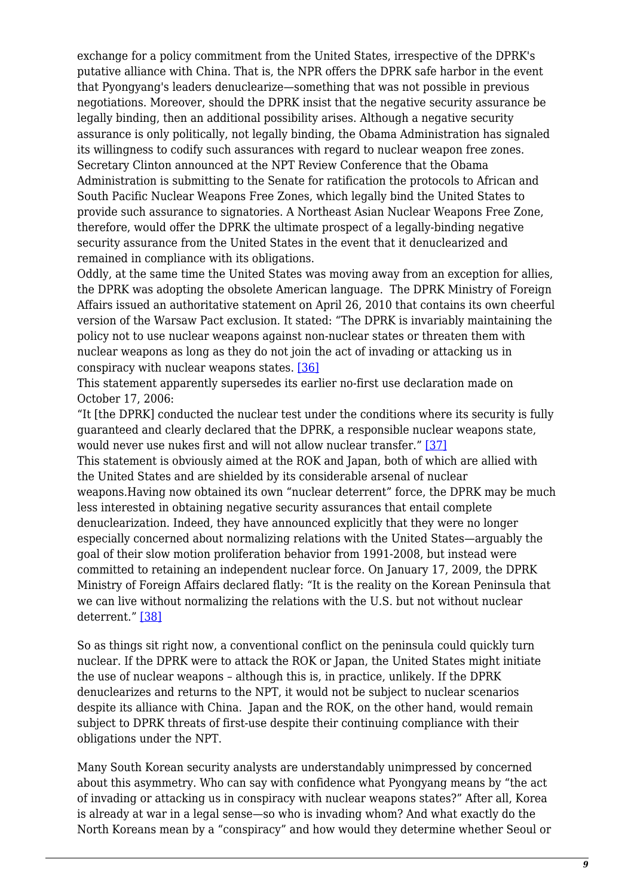exchange for a policy commitment from the United States, irrespective of the DPRK's putative alliance with China. That is, the NPR offers the DPRK safe harbor in the event that Pyongyang's leaders denuclearize—something that was not possible in previous negotiations. Moreover, should the DPRK insist that the negative security assurance be legally binding, then an additional possibility arises. Although a negative security assurance is only politically, not legally binding, the Obama Administration has signaled its willingness to codify such assurances with regard to nuclear weapon free zones. Secretary Clinton announced at the NPT Review Conference that the Obama Administration is submitting to the Senate for ratification the protocols to African and South Pacific Nuclear Weapons Free Zones, which legally bind the United States to provide such assurance to signatories. A Northeast Asian Nuclear Weapons Free Zone, therefore, would offer the DPRK the ultimate prospect of a legally-binding negative security assurance from the United States in the event that it denuclearized and remained in compliance with its obligations.

Oddly, at the same time the United States was moving away from an exception for allies, the DPRK was adopting the obsolete American language. The DPRK Ministry of Foreign Affairs issued an authoritative statement on April 26, 2010 that contains its own cheerful version of the Warsaw Pact exclusion. It stated: "The DPRK is invariably maintaining the policy not to use nuclear weapons against non-nuclear states or threaten them with nuclear weapons as long as they do not join the act of invading or attacking us in conspiracy with nuclear weapons states. [36]

This statement apparently supersedes its earlier no-first use declaration made on October 17, 2006:

"It [the DPRK] conducted the nuclear test under the conditions where its security is fully guaranteed and clearly declared that the DPRK, a responsible nuclear weapons state, would never use nukes first and will not allow nuclear transfer." [37]

This statement is obviously aimed at the ROK and Japan, both of which are allied with the United States and are shielded by its considerable arsenal of nuclear weapons.Having now obtained its own "nuclear deterrent" force, the DPRK may be much less interested in obtaining negative security assurances that entail complete denuclearization. Indeed, they have announced explicitly that they were no longer especially concerned about normalizing relations with the United States—arguably the goal of their slow motion proliferation behavior from 1991-2008, but instead were committed to retaining an independent nuclear force. On January 17, 2009, the DPRK Ministry of Foreign Affairs declared flatly: "It is the reality on the Korean Peninsula that we can live without normalizing the relations with the U.S. but not without nuclear deterrent." [38]

So as things sit right now, a conventional conflict on the peninsula could quickly turn nuclear. If the DPRK were to attack the ROK or Japan, the United States might initiate the use of nuclear weapons – although this is, in practice, unlikely. If the DPRK denuclearizes and returns to the NPT, it would not be subject to nuclear scenarios despite its alliance with China. Japan and the ROK, on the other hand, would remain subject to DPRK threats of first-use despite their continuing compliance with their obligations under the NPT.

Many South Korean security analysts are understandably unimpressed by concerned about this asymmetry. Who can say with confidence what Pyongyang means by "the act of invading or attacking us in conspiracy with nuclear weapons states?" After all, Korea is already at war in a legal sense—so who is invading whom? And what exactly do the North Koreans mean by a "conspiracy" and how would they determine whether Seoul or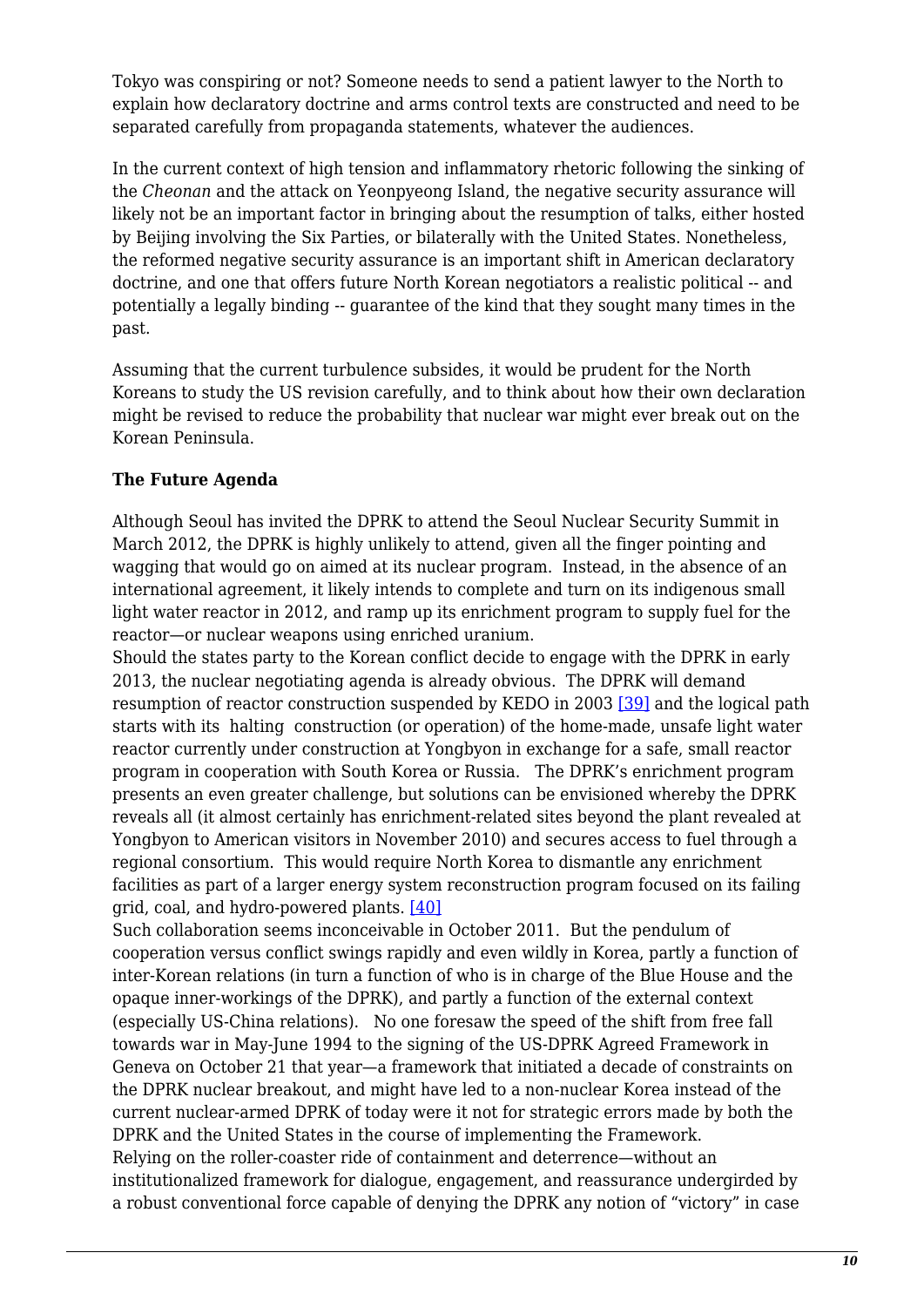Tokyo was conspiring or not? Someone needs to send a patient lawyer to the North to explain how declaratory doctrine and arms control texts are constructed and need to be separated carefully from propaganda statements, whatever the audiences.

In the current context of high tension and inflammatory rhetoric following the sinking of the *Cheonan* and the attack on Yeonpyeong Island, the negative security assurance will likely not be an important factor in bringing about the resumption of talks, either hosted by Beijing involving the Six Parties, or bilaterally with the United States. Nonetheless, the reformed negative security assurance is an important shift in American declaratory doctrine, and one that offers future North Korean negotiators a realistic political -- and potentially a legally binding -- guarantee of the kind that they sought many times in the past.

Assuming that the current turbulence subsides, it would be prudent for the North Koreans to study the US revision carefully, and to think about how their own declaration might be revised to reduce the probability that nuclear war might ever break out on the Korean Peninsula.

**The Future Agenda**

Although Seoul has invited the DPRK to attend the Seoul Nuclear Security Summit in March 2012, the DPRK is highly unlikely to attend, given all the finger pointing and wagging that would go on aimed at its nuclear program. Instead, in the absence of an international agreement, it likely intends to complete and turn on its indigenous small light water reactor in 2012, and ramp up its enrichment program to supply fuel for the reactor—or nuclear weapons using enriched uranium.

Should the states party to the Korean conflict decide to engage with the DPRK in early 2013, the nuclear negotiating agenda is already obvious. The DPRK will demand resumption of reactor construction suspended by KEDO in 2003 [39] and the logical path starts with its halting construction (or operation) of the home-made, unsafe light water reactor currently under construction at Yongbyon in exchange for a safe, small reactor program in cooperation with South Korea or Russia. The DPRK's enrichment program presents an even greater challenge, but solutions can be envisioned whereby the DPRK reveals all (it almost certainly has enrichment-related sites beyond the plant revealed at Yongbyon to American visitors in November 2010) and secures access to fuel through a regional consortium. This would require North Korea to dismantle any enrichment facilities as part of a larger energy system reconstruction program focused on its failing grid, coal, and hydro-powered plants. [40]

Such collaboration seems inconceivable in October 2011. But the pendulum of cooperation versus conflict swings rapidly and even wildly in Korea, partly a function of inter-Korean relations (in turn a function of who is in charge of the Blue House and the opaque inner-workings of the DPRK), and partly a function of the external context (especially US-China relations). No one foresaw the speed of the shift from free fall towards war in May-June 1994 to the signing of the US-DPRK Agreed Framework in Geneva on October 21 that year—a framework that initiated a decade of constraints on the DPRK nuclear breakout, and might have led to a non-nuclear Korea instead of the current nuclear-armed DPRK of today were it not for strategic errors made by both the DPRK and the United States in the course of implementing the Framework.

Relying on the roller-coaster ride of containment and deterrence—without an institutionalized framework for dialogue, engagement, and reassurance undergirded by a robust conventional force capable of denying the DPRK any notion of "victory" in case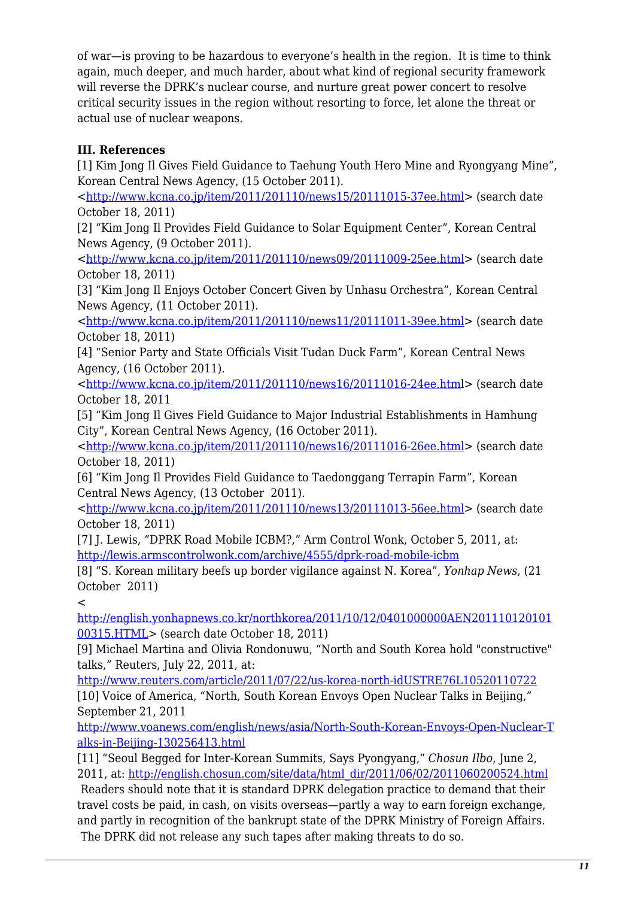of war—is proving to be hazardous to everyone's health in the region. It is time to think again, much deeper, and much harder, about what kind of regional security framework will reverse the DPRK's nuclear course, and nurture great power concert to resolve critical security issues in the region without resorting to force, let alone the threat or actual use of nuclear weapons.

**III. References**

[1] Kim Jong Il Gives Field Guidance to Taehung Youth Hero Mine and Ryongyang Mine", Korean Central News Agency, (15 October 2011).
<http://www.kcna.co.jp/item/2011/201110/news15/20111015-37ee.html> (search date October 18, 2011)

[2] "Kim Jong Il Provides Field Guidance to Solar Equipment Center", Korean Central News Agency, (9 October 2011).
<http://www.kcna.co.jp/item/2011/201110/news09/20111009-25ee.html> (search date October 18, 2011)

[3] "Kim Jong Il Enjoys October Concert Given by Unhasu Orchestra", Korean Central News Agency, (11 October 2011).
<http://www.kcna.co.jp/item/2011/201110/news11/20111011-39ee.html> (search date October 18, 2011)

[4] "Senior Party and State Officials Visit Tudan Duck Farm", Korean Central News Agency, (16 October 2011).
<http://www.kcna.co.jp/item/2011/201110/news16/20111016-24ee.html> (search date October 18, 2011

[5] "Kim Jong Il Gives Field Guidance to Major Industrial Establishments in Hamhung City", Korean Central News Agency, (16 October 2011).
<http://www.kcna.co.jp/item/2011/201110/news16/20111016-26ee.html> (search date October 18, 2011)

[6] "Kim Jong Il Provides Field Guidance to Taedonggang Terrapin Farm", Korean Central News Agency, (13 October 2011).
<http://www.kcna.co.jp/item/2011/201110/news13/20111013-56ee.html> (search date October 18, 2011)

[7] J. Lewis, "DPRK Road Mobile ICBM?," Arm Control Wonk, October 5, 2011, at: http://lewis.armscontrolwonk.com/archive/4555/dprk-road-mobile-icbm

[8] "S. Korean military beefs up border vigilance against N. Korea", *Yonhap News*, (21 October 2011)
<
http://english.yonhapnews.co.kr/northkorea/2011/10/12/0401000000AEN20111012010100315.HTML> (search date October 18, 2011)

[9] Michael Martina and Olivia Rondonuwu, "North and South Korea hold "constructive" talks," Reuters, July 22, 2011, at:
http://www.reuters.com/article/2011/07/22/us-korea-north-idUSTRE76L10520110722

[10] Voice of America, "North, South Korean Envoys Open Nuclear Talks in Beijing," September 21, 2011
http://www.voanews.com/english/news/asia/North-South-Korean-Envoys-Open-Nuclear-Talks-in-Beijing-130256413.html

[11] "Seoul Begged for Inter-Korean Summits, Says Pyongyang," *Chosun Ilbo*, June 2, 2011, at: http://english.chosun.com/site/data/html_dir/2011/06/02/2011060200524.html
Readers should note that it is standard DPRK delegation practice to demand that their travel costs be paid, in cash, on visits overseas—partly a way to earn foreign exchange, and partly in recognition of the bankrupt state of the DPRK Ministry of Foreign Affairs. The DPRK did not release any such tapes after making threats to do so.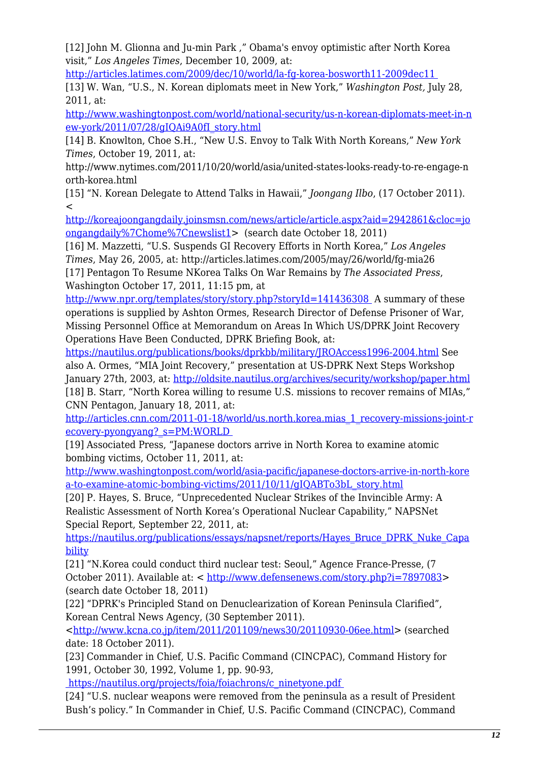[12] John M. Glionna and Ju-min Park ," Obama's envoy optimistic after North Korea visit," *Los Angeles Times*, December 10, 2009, at: http://articles.latimes.com/2009/dec/10/world/la-fg-korea-bosworth11-2009dec11

[13] W. Wan, "U.S., N. Korean diplomats meet in New York," *Washington Post,* July 28, 2011, at: http://www.washingtonpost.com/world/national-security/us-n-korean-diplomats-meet-in-new-york/2011/07/28/gIQAi9A0fI_story.html

[14] B. Knowlton, Choe S.H., "New U.S. Envoy to Talk With North Koreans," *New York Times*, October 19, 2011, at: http://www.nytimes.com/2011/10/20/world/asia/united-states-looks-ready-to-re-engage-north-korea.html

[15] "N. Korean Delegate to Attend Talks in Hawaii," *Joongang Ilbo*, (17 October 2011). < http://koreajoongangdaily.joinsmsn.com/news/article/article.aspx?aid=2942861&cloc=joongangdaily%7Chome%7Cnewslist1> (search date October 18, 2011)

[16] M. Mazzetti, "U.S. Suspends GI Recovery Efforts in North Korea," *Los Angeles Times*, May 26, 2005, at: http://articles.latimes.com/2005/may/26/world/fg-mia26

[17] Pentagon To Resume NKorea Talks On War Remains by *The Associated Press*, Washington October 17, 2011, 11:15 pm, at http://www.npr.org/templates/story/story.php?storyId=141436308 A summary of these operations is supplied by Ashton Ormes, Research Director of Defense Prisoner of War, Missing Personnel Office at Memorandum on Areas In Which US/DPRK Joint Recovery Operations Have Been Conducted, DPRK Briefing Book, at: https://nautilus.org/publications/books/dprkbb/military/JROAccess1996-2004.html See also A. Ormes, "MIA Joint Recovery," presentation at US-DPRK Next Steps Workshop January 27th, 2003, at: http://oldsite.nautilus.org/archives/security/workshop/paper.html

[18] B. Starr, "North Korea willing to resume U.S. missions to recover remains of MIAs," CNN Pentagon, January 18, 2011, at: http://articles.cnn.com/2011-01-18/world/us.north.korea.mias_1_recovery-missions-joint-recovery-pyongyang?_s=PM:WORLD

[19] Associated Press, "Japanese doctors arrive in North Korea to examine atomic bombing victims, October 11, 2011, at: http://www.washingtonpost.com/world/asia-pacific/japanese-doctors-arrive-in-north-korea-to-examine-atomic-bombing-victims/2011/10/11/gIQABTo3bL_story.html

[20] P. Hayes, S. Bruce, "Unprecedented Nuclear Strikes of the Invincible Army: A Realistic Assessment of North Korea's Operational Nuclear Capability," NAPSNet Special Report, September 22, 2011, at: https://nautilus.org/publications/essays/napsnet/reports/Hayes_Bruce_DPRK_Nuke_Capability

[21] "N.Korea could conduct third nuclear test: Seoul," Agence France-Presse, (7 October 2011). Available at: < http://www.defensenews.com/story.php?i=7897083> (search date October 18, 2011)

[22] "DPRK's Principled Stand on Denuclearization of Korean Peninsula Clarified", Korean Central News Agency, (30 September 2011). <http://www.kcna.co.jp/item/2011/201109/news30/20110930-06ee.html> (searched date: 18 October 2011).

[23] Commander in Chief, U.S. Pacific Command (CINCPAC), Command History for 1991, October 30, 1992, Volume 1, pp. 90-93, https://nautilus.org/projects/foia/foiachrons/c_ninetyone.pdf

[24] "U.S. nuclear weapons were removed from the peninsula as a result of President Bush's policy." In Commander in Chief, U.S. Pacific Command (CINCPAC), Command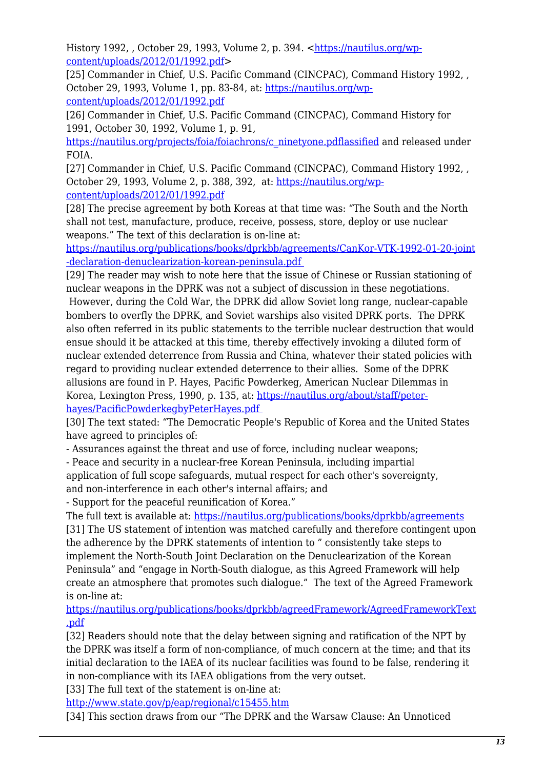History 1992, , October 29, 1993, Volume 2, p. 394. <https://nautilus.org/wp-content/uploads/2012/01/1992.pdf>

[25] Commander in Chief, U.S. Pacific Command (CINCPAC), Command History 1992, , October 29, 1993, Volume 1, pp. 83-84, at: https://nautilus.org/wp-content/uploads/2012/01/1992.pdf

[26] Commander in Chief, U.S. Pacific Command (CINCPAC), Command History for 1991, October 30, 1992, Volume 1, p. 91, https://nautilus.org/projects/foia/foiachrons/c_ninetyone.pdflassified and released under FOIA.

[27] Commander in Chief, U.S. Pacific Command (CINCPAC), Command History 1992, , October 29, 1993, Volume 2, p. 388, 392, at: https://nautilus.org/wp-content/uploads/2012/01/1992.pdf

[28] The precise agreement by both Koreas at that time was: "The South and the North shall not test, manufacture, produce, receive, possess, store, deploy or use nuclear weapons." The text of this declaration is on-line at: https://nautilus.org/publications/books/dprkbb/agreements/CanKor-VTK-1992-01-20-joint-declaration-denuclearization-korean-peninsula.pdf

[29] The reader may wish to note here that the issue of Chinese or Russian stationing of nuclear weapons in the DPRK was not a subject of discussion in these negotiations. However, during the Cold War, the DPRK did allow Soviet long range, nuclear-capable bombers to overfly the DPRK, and Soviet warships also visited DPRK ports. The DPRK also often referred in its public statements to the terrible nuclear destruction that would ensue should it be attacked at this time, thereby effectively invoking a diluted form of nuclear extended deterrence from Russia and China, whatever their stated policies with regard to providing nuclear extended deterrence to their allies. Some of the DPRK allusions are found in P. Hayes, Pacific Powderkeg, American Nuclear Dilemmas in Korea, Lexington Press, 1990, p. 135, at: https://nautilus.org/about/staff/peter-hayes/PacificPowderkegbyPeterHayes.pdf

[30] The text stated: "The Democratic People's Republic of Korea and the United States have agreed to principles of:

- Assurances against the threat and use of force, including nuclear weapons;
- Peace and security in a nuclear-free Korean Peninsula, including impartial application of full scope safeguards, mutual respect for each other's sovereignty, and non-interference in each other's internal affairs; and
- Support for the peaceful reunification of Korea."

The full text is available at: https://nautilus.org/publications/books/dprkbb/agreements

[31] The US statement of intention was matched carefully and therefore contingent upon the adherence by the DPRK statements of intention to " consistently take steps to implement the North-South Joint Declaration on the Denuclearization of the Korean Peninsula" and "engage in North-South dialogue, as this Agreed Framework will help create an atmosphere that promotes such dialogue." The text of the Agreed Framework is on-line at: https://nautilus.org/publications/books/dprkbb/agreedFramework/AgreedFrameworkText.pdf

[32] Readers should note that the delay between signing and ratification of the NPT by the DPRK was itself a form of non-compliance, of much concern at the time; and that its initial declaration to the IAEA of its nuclear facilities was found to be false, rendering it in non-compliance with its IAEA obligations from the very outset.

[33] The full text of the statement is on-line at: http://www.state.gov/p/eap/regional/c15455.htm

[34] This section draws from our "The DPRK and the Warsaw Clause: An Unnoticed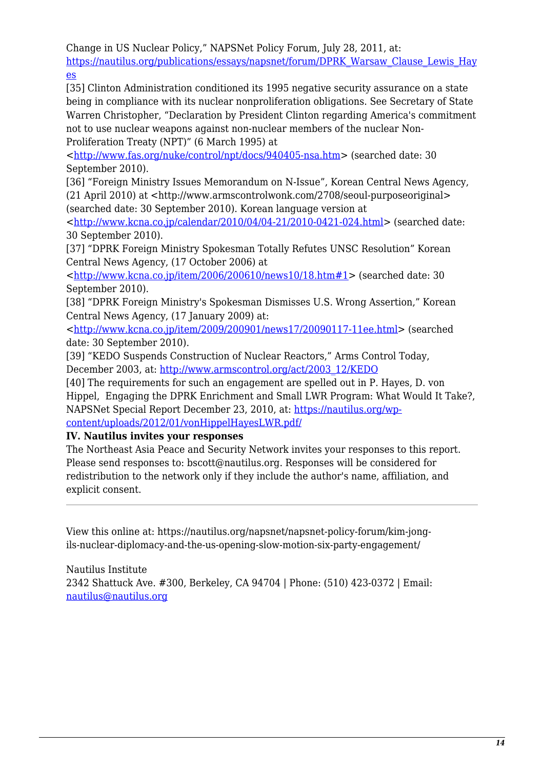Change in US Nuclear Policy," NAPSNet Policy Forum, July 28, 2011, at: https://nautilus.org/publications/essays/napsnet/forum/DPRK_Warsaw_Clause_Lewis_Hayes

[35] Clinton Administration conditioned its 1995 negative security assurance on a state being in compliance with its nuclear nonproliferation obligations. See Secretary of State Warren Christopher, "Declaration by President Clinton regarding America's commitment not to use nuclear weapons against non-nuclear members of the nuclear Non-Proliferation Treaty (NPT)" (6 March 1995) at <http://www.fas.org/nuke/control/npt/docs/940405-nsa.htm> (searched date: 30 September 2010).

[36] "Foreign Ministry Issues Memorandum on N-Issue", Korean Central News Agency, (21 April 2010) at <http://www.armscontrolwonk.com/2708/seoul-purposeoriginal> (searched date: 30 September 2010). Korean language version at <http://www.kcna.co.jp/calendar/2010/04/04-21/2010-0421-024.html> (searched date: 30 September 2010).

[37] "DPRK Foreign Ministry Spokesman Totally Refutes UNSC Resolution" Korean Central News Agency, (17 October 2006) at <http://www.kcna.co.jp/item/2006/200610/news10/18.htm#1> (searched date: 30 September 2010).

[38] "DPRK Foreign Ministry's Spokesman Dismisses U.S. Wrong Assertion," Korean Central News Agency, (17 January 2009) at: <http://www.kcna.co.jp/item/2009/200901/news17/20090117-11ee.html> (searched date: 30 September 2010).

[39] "KEDO Suspends Construction of Nuclear Reactors," Arms Control Today, December 2003, at: http://www.armscontrol.org/act/2003_12/KEDO

[40] The requirements for such an engagement are spelled out in P. Hayes, D. von Hippel, Engaging the DPRK Enrichment and Small LWR Program: What Would It Take?, NAPSNet Special Report December 23, 2010, at: https://nautilus.org/wp-content/uploads/2012/01/vonHippelHayesLWR.pdf/

**IV. Nautilus invites your responses**

The Northeast Asia Peace and Security Network invites your responses to this report. Please send responses to: bscott@nautilus.org. Responses will be considered for redistribution to the network only if they include the author's name, affiliation, and explicit consent.

---

View this online at: https://nautilus.org/napsnet/napsnet-policy-forum/kim-jong-ils-nuclear-diplomacy-and-the-us-opening-slow-motion-six-party-engagement/

Nautilus Institute
2342 Shattuck Ave. #300, Berkeley, CA 94704 | Phone: (510) 423-0372 | Email: nautilus@nautilus.org